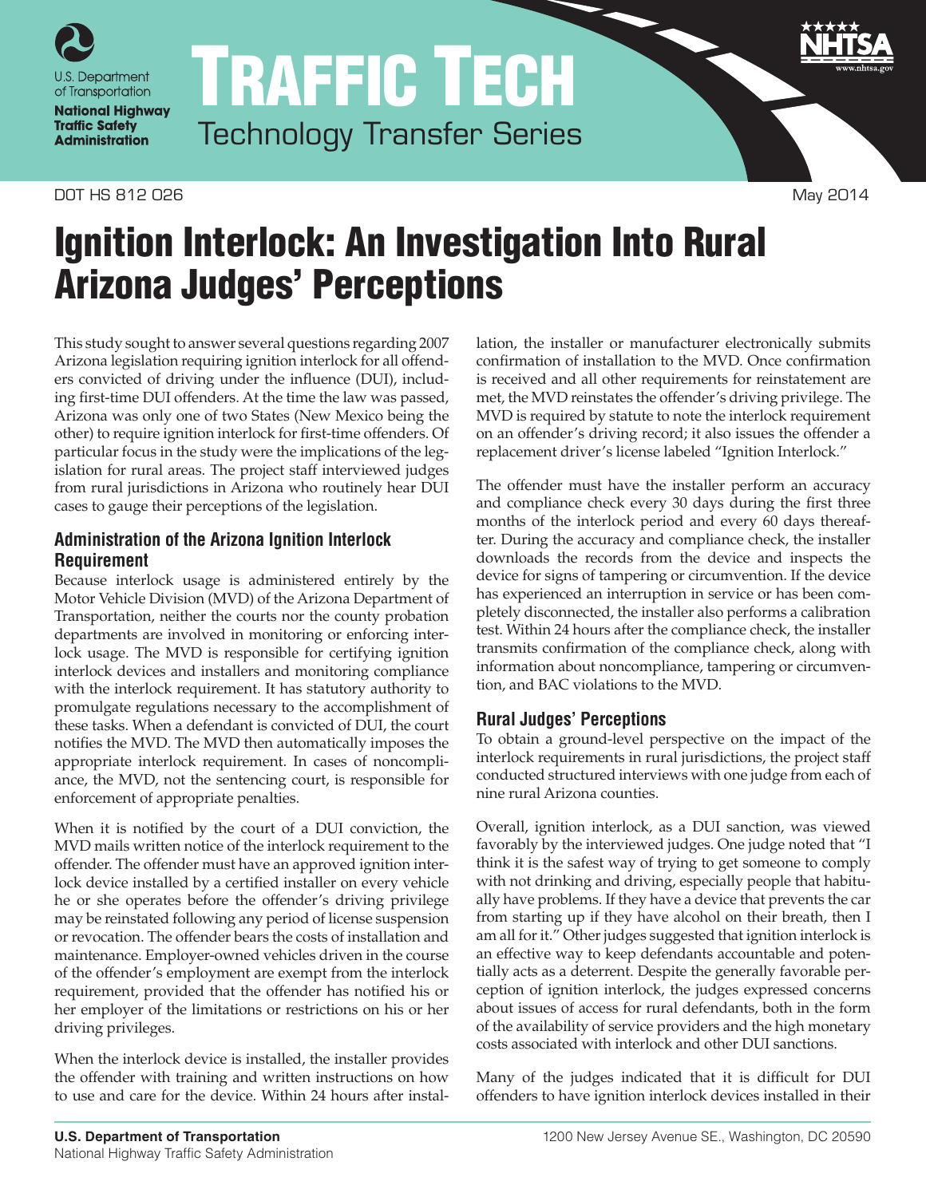U.S. Department of Transportation
National Highway Traffic Safety Administration

# Traffic Tech

Technology Transfer Series

DOT HS 812 026 May 2014

# Ignition Interlock: An Investigation Into Rural Arizona Judges' Perceptions

This study sought to answer several questions regarding 2007 Arizona legislation requiring ignition interlock for all offenders convicted of driving under the influence (DUI), including first-time DUI offenders. At the time the law was passed, Arizona was only one of two States (New Mexico being the other) to require ignition interlock for first-time offenders. Of particular focus in the study were the implications of the legislation for rural areas. The project staff interviewed judges from rural jurisdictions in Arizona who routinely hear DUI cases to gauge their perceptions of the legislation.

## Administration of the Arizona Ignition Interlock Requirement

Because interlock usage is administered entirely by the Motor Vehicle Division (MVD) of the Arizona Department of Transportation, neither the courts nor the county probation departments are involved in monitoring or enforcing interlock usage. The MVD is responsible for certifying ignition interlock devices and installers and monitoring compliance with the interlock requirement. It has statutory authority to promulgate regulations necessary to the accomplishment of these tasks. When a defendant is convicted of DUI, the court notifies the MVD. The MVD then automatically imposes the appropriate interlock requirement. In cases of noncompliance, the MVD, not the sentencing court, is responsible for enforcement of appropriate penalties.

When it is notified by the court of a DUI conviction, the MVD mails written notice of the interlock requirement to the offender. The offender must have an approved ignition interlock device installed by a certified installer on every vehicle he or she operates before the offender's driving privilege may be reinstated following any period of license suspension or revocation. The offender bears the costs of installation and maintenance. Employer-owned vehicles driven in the course of the offender's employment are exempt from the interlock requirement, provided that the offender has notified his or her employer of the limitations or restrictions on his or her driving privileges.

When the interlock device is installed, the installer provides the offender with training and written instructions on how to use and care for the device. Within 24 hours after installation, the installer or manufacturer electronically submits confirmation of installation to the MVD. Once confirmation is received and all other requirements for reinstatement are met, the MVD reinstates the offender's driving privilege. The MVD is required by statute to note the interlock requirement on an offender's driving record; it also issues the offender a replacement driver's license labeled "Ignition Interlock."

The offender must have the installer perform an accuracy and compliance check every 30 days during the first three months of the interlock period and every 60 days thereafter. During the accuracy and compliance check, the installer downloads the records from the device and inspects the device for signs of tampering or circumvention. If the device has experienced an interruption in service or has been completely disconnected, the installer also performs a calibration test. Within 24 hours after the compliance check, the installer transmits confirmation of the compliance check, along with information about noncompliance, tampering or circumvention, and BAC violations to the MVD.

## Rural Judges' Perceptions

To obtain a ground-level perspective on the impact of the interlock requirements in rural jurisdictions, the project staff conducted structured interviews with one judge from each of nine rural Arizona counties.

Overall, ignition interlock, as a DUI sanction, was viewed favorably by the interviewed judges. One judge noted that "I think it is the safest way of trying to get someone to comply with not drinking and driving, especially people that habitually have problems. If they have a device that prevents the car from starting up if they have alcohol on their breath, then I am all for it." Other judges suggested that ignition interlock is an effective way to keep defendants accountable and potentially acts as a deterrent. Despite the generally favorable perception of ignition interlock, the judges expressed concerns about issues of access for rural defendants, both in the form of the availability of service providers and the high monetary costs associated with interlock and other DUI sanctions.

Many of the judges indicated that it is difficult for DUI offenders to have ignition interlock devices installed in their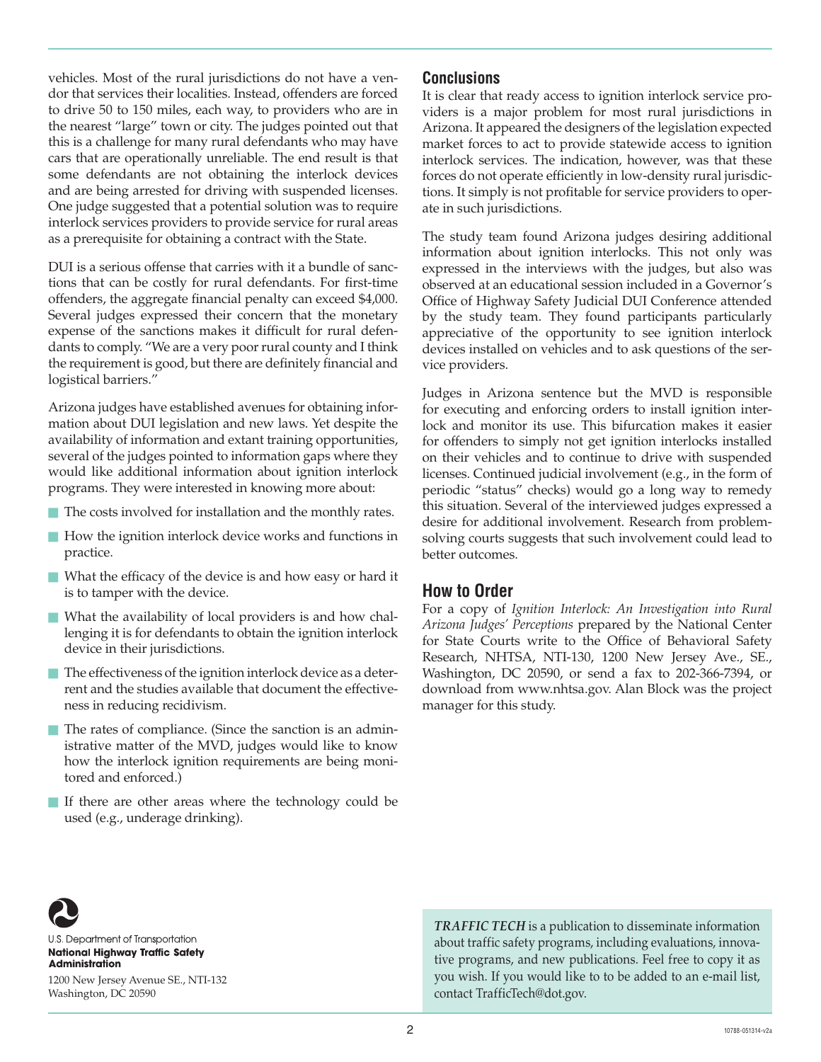vehicles. Most of the rural jurisdictions do not have a vendor that services their localities. Instead, offenders are forced to drive 50 to 150 miles, each way, to providers who are in the nearest "large" town or city. The judges pointed out that this is a challenge for many rural defendants who may have cars that are operationally unreliable. The end result is that some defendants are not obtaining the interlock devices and are being arrested for driving with suspended licenses. One judge suggested that a potential solution was to require interlock services providers to provide service for rural areas as a prerequisite for obtaining a contract with the State.

DUI is a serious offense that carries with it a bundle of sanctions that can be costly for rural defendants. For first-time offenders, the aggregate financial penalty can exceed $4,000. Several judges expressed their concern that the monetary expense of the sanctions makes it difficult for rural defendants to comply. "We are a very poor rural county and I think the requirement is good, but there are definitely financial and logistical barriers."

Arizona judges have established avenues for obtaining information about DUI legislation and new laws. Yet despite the availability of information and extant training opportunities, several of the judges pointed to information gaps where they would like additional information about ignition interlock programs. They were interested in knowing more about:

- The costs involved for installation and the monthly rates.
- How the ignition interlock device works and functions in practice.
- What the efficacy of the device is and how easy or hard it is to tamper with the device.
- What the availability of local providers is and how challenging it is for defendants to obtain the ignition interlock device in their jurisdictions.
- The effectiveness of the ignition interlock device as a deterrent and the studies available that document the effectiveness in reducing recidivism.
- The rates of compliance. (Since the sanction is an administrative matter of the MVD, judges would like to know how the interlock ignition requirements are being monitored and enforced.)
- If there are other areas where the technology could be used (e.g., underage drinking).

## Conclusions

It is clear that ready access to ignition interlock service providers is a major problem for most rural jurisdictions in Arizona. It appeared the designers of the legislation expected market forces to act to provide statewide access to ignition interlock services. The indication, however, was that these forces do not operate efficiently in low-density rural jurisdictions. It simply is not profitable for service providers to operate in such jurisdictions.

The study team found Arizona judges desiring additional information about ignition interlocks. This not only was expressed in the interviews with the judges, but also was observed at an educational session included in a Governor's Office of Highway Safety Judicial DUI Conference attended by the study team. They found participants particularly appreciative of the opportunity to see ignition interlock devices installed on vehicles and to ask questions of the service providers.

Judges in Arizona sentence but the MVD is responsible for executing and enforcing orders to install ignition interlock and monitor its use. This bifurcation makes it easier for offenders to simply not get ignition interlocks installed on their vehicles and to continue to drive with suspended licenses. Continued judicial involvement (e.g., in the form of periodic "status" checks) would go a long way to remedy this situation. Several of the interviewed judges expressed a desire for additional involvement. Research from problem-solving courts suggests that such involvement could lead to better outcomes.

## How to Order

For a copy of *Ignition Interlock: An Investigation into Rural Arizona Judges' Perceptions* prepared by the National Center for State Courts write to the Office of Behavioral Safety Research, NHTSA, NTI-130, 1200 New Jersey Ave., SE., Washington, DC 20590, or send a fax to 202-366-7394, or download from www.nhtsa.gov. Alan Block was the project manager for this study.

U.S. Department of Transportation
**National Highway Traffic Safety Administration**
1200 New Jersey Avenue SE., NTI-132
Washington, DC 20590

***TRAFFIC TECH*** is a publication to disseminate information about traffic safety programs, including evaluations, innovative programs, and new publications. Feel free to copy it as you wish. If you would like to to be added to an e-mail list, contact TrafficTech@dot.gov.

10788-051314-v2a